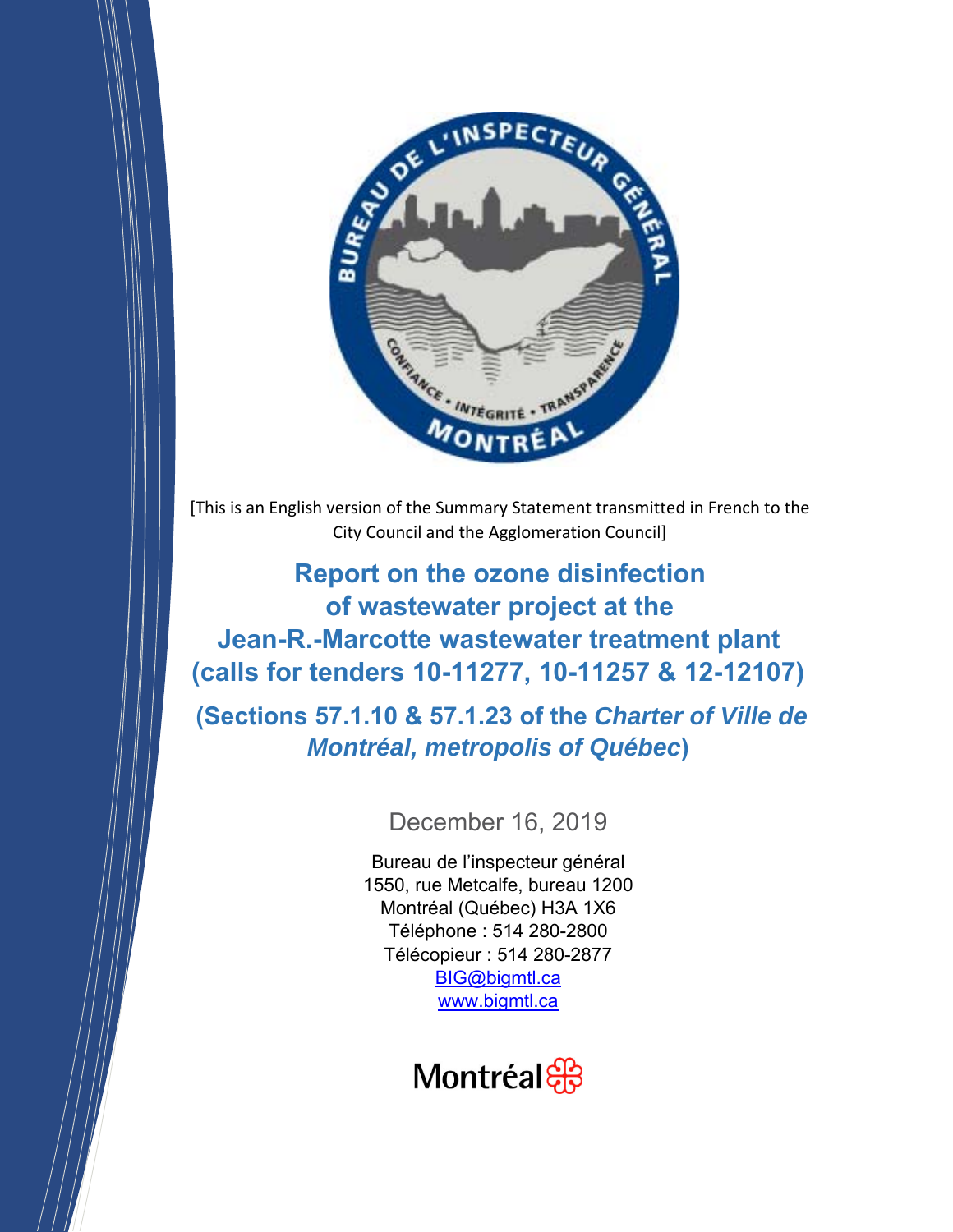[This is an English version of the Summary Statement transmitted in French to the City Council and the Agglomeration Council]

# Report on the ozone disinfection of wastewater project at the Jean-R.-Marcotte wastewater treatment plant (calls for tenders 10-11277, 10-11257 & 12-12107)

## (Sections 57.1.10 & 57.1.23 of the *Charter of Ville de Montréal, metropolis of Québec*)

December 16, 2019

Bureau de l'inspecteur général
1550, rue Metcalfe, bureau 1200
Montréal (Québec) H3A 1X6
Téléphone : 514 280-2800
Télécopieur : 514 280-2877
BIG@bigmtl.ca
www.bigmtl.ca

Montréal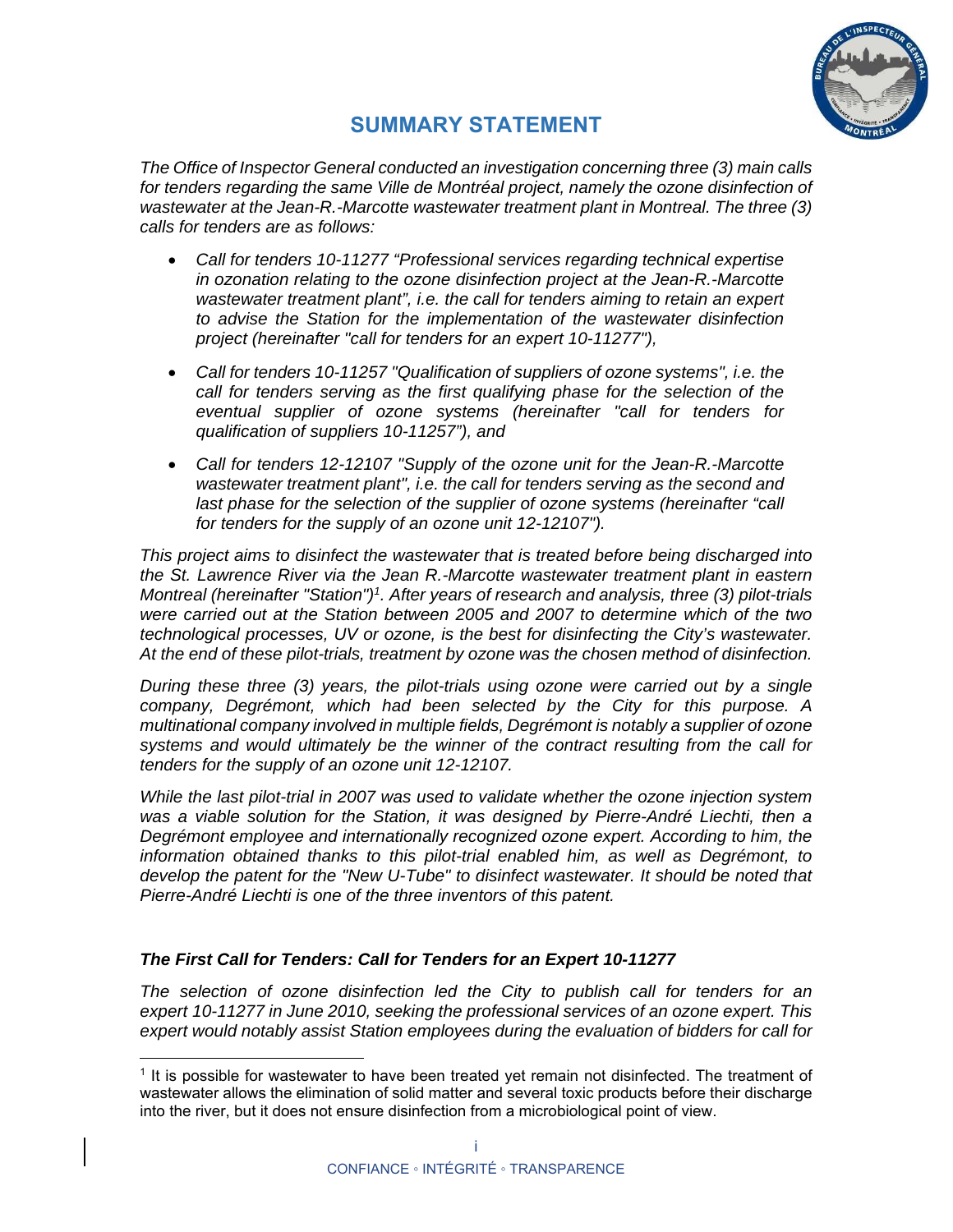## SUMMARY STATEMENT

*The Office of Inspector General conducted an investigation concerning three (3) main calls for tenders regarding the same Ville de Montréal project, namely the ozone disinfection of wastewater at the Jean-R.-Marcotte wastewater treatment plant in Montreal. The three (3) calls for tenders are as follows:*

- *Call for tenders 10-11277 "Professional services regarding technical expertise in ozonation relating to the ozone disinfection project at the Jean-R.-Marcotte wastewater treatment plant", i.e. the call for tenders aiming to retain an expert to advise the Station for the implementation of the wastewater disinfection project (hereinafter "call for tenders for an expert 10-11277"),*
- *Call for tenders 10-11257 "Qualification of suppliers of ozone systems", i.e. the call for tenders serving as the first qualifying phase for the selection of the eventual supplier of ozone systems (hereinafter "call for tenders for qualification of suppliers 10-11257"), and*
- *Call for tenders 12-12107 "Supply of the ozone unit for the Jean-R.-Marcotte wastewater treatment plant", i.e. the call for tenders serving as the second and last phase for the selection of the supplier of ozone systems (hereinafter "call for tenders for the supply of an ozone unit 12-12107").*

*This project aims to disinfect the wastewater that is treated before being discharged into the St. Lawrence River via the Jean R.-Marcotte wastewater treatment plant in eastern Montreal (hereinafter "Station")[1]. After years of research and analysis, three (3) pilot-trials were carried out at the Station between 2005 and 2007 to determine which of the two technological processes, UV or ozone, is the best for disinfecting the City's wastewater. At the end of these pilot-trials, treatment by ozone was the chosen method of disinfection.*

*During these three (3) years, the pilot-trials using ozone were carried out by a single company, Degrémont, which had been selected by the City for this purpose. A multinational company involved in multiple fields, Degrémont is notably a supplier of ozone systems and would ultimately be the winner of the contract resulting from the call for tenders for the supply of an ozone unit 12-12107.*

*While the last pilot-trial in 2007 was used to validate whether the ozone injection system was a viable solution for the Station, it was designed by Pierre-André Liechti, then a Degrémont employee and internationally recognized ozone expert. According to him, the information obtained thanks to this pilot-trial enabled him, as well as Degrémont, to develop the patent for the "New U-Tube" to disinfect wastewater. It should be noted that Pierre-André Liechti is one of the three inventors of this patent.*

### *The First Call for Tenders: Call for Tenders for an Expert 10-11277*

*The selection of ozone disinfection led the City to publish call for tenders for an expert 10-11277 in June 2010, seeking the professional services of an ozone expert. This expert would notably assist Station employees during the evaluation of bidders for call for*

[1] It is possible for wastewater to have been treated yet remain not disinfected. The treatment of wastewater allows the elimination of solid matter and several toxic products before their discharge into the river, but it does not ensure disinfection from a microbiological point of view.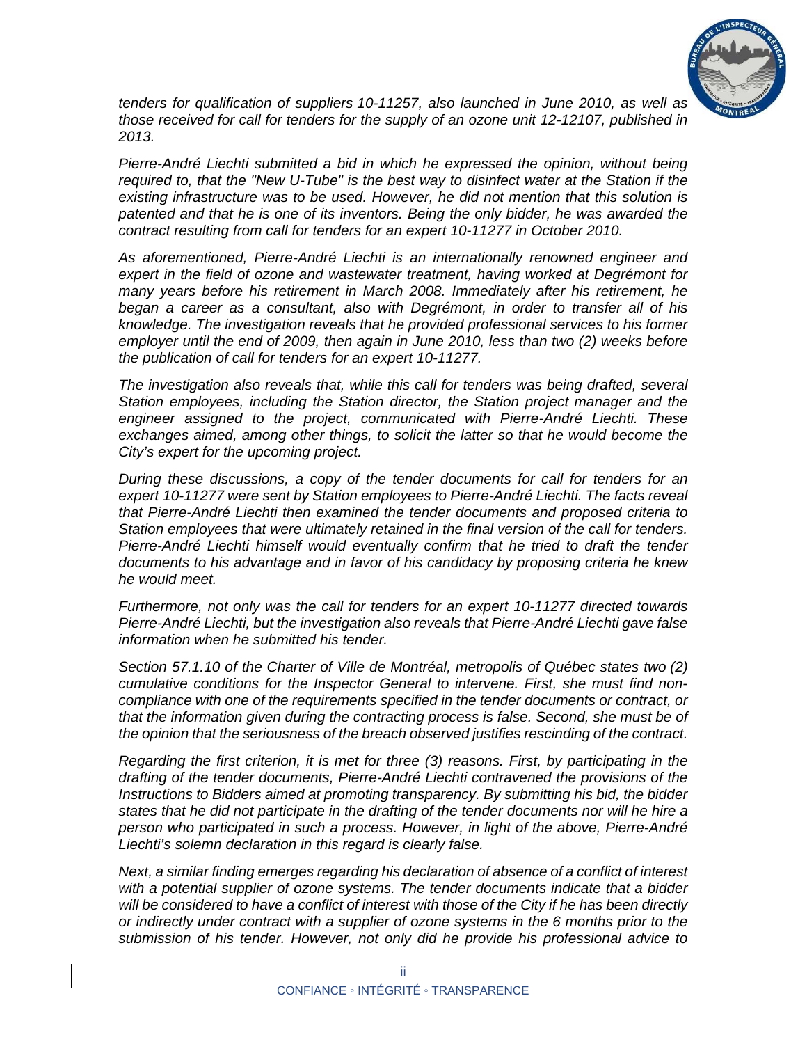*tenders for qualification of suppliers 10-11257, also launched in June 2010, as well as those received for call for tenders for the supply of an ozone unit 12-12107, published in 2013.*

*Pierre-André Liechti submitted a bid in which he expressed the opinion, without being required to, that the "New U-Tube" is the best way to disinfect water at the Station if the existing infrastructure was to be used. However, he did not mention that this solution is patented and that he is one of its inventors. Being the only bidder, he was awarded the contract resulting from call for tenders for an expert 10-11277 in October 2010.*

*As aforementioned, Pierre-André Liechti is an internationally renowned engineer and expert in the field of ozone and wastewater treatment, having worked at Degrémont for many years before his retirement in March 2008. Immediately after his retirement, he began a career as a consultant, also with Degrémont, in order to transfer all of his knowledge. The investigation reveals that he provided professional services to his former employer until the end of 2009, then again in June 2010, less than two (2) weeks before the publication of call for tenders for an expert 10-11277.*

*The investigation also reveals that, while this call for tenders was being drafted, several Station employees, including the Station director, the Station project manager and the engineer assigned to the project, communicated with Pierre-André Liechti. These exchanges aimed, among other things, to solicit the latter so that he would become the City's expert for the upcoming project.*

*During these discussions, a copy of the tender documents for call for tenders for an expert 10-11277 were sent by Station employees to Pierre-André Liechti. The facts reveal that Pierre-André Liechti then examined the tender documents and proposed criteria to Station employees that were ultimately retained in the final version of the call for tenders. Pierre-André Liechti himself would eventually confirm that he tried to draft the tender documents to his advantage and in favor of his candidacy by proposing criteria he knew he would meet.*

*Furthermore, not only was the call for tenders for an expert 10-11277 directed towards Pierre-André Liechti, but the investigation also reveals that Pierre-André Liechti gave false information when he submitted his tender.*

*Section 57.1.10 of the Charter of Ville de Montréal, metropolis of Québec states two (2) cumulative conditions for the Inspector General to intervene. First, she must find non-compliance with one of the requirements specified in the tender documents or contract, or that the information given during the contracting process is false. Second, she must be of the opinion that the seriousness of the breach observed justifies rescinding of the contract.*

*Regarding the first criterion, it is met for three (3) reasons. First, by participating in the drafting of the tender documents, Pierre-André Liechti contravened the provisions of the Instructions to Bidders aimed at promoting transparency. By submitting his bid, the bidder states that he did not participate in the drafting of the tender documents nor will he hire a person who participated in such a process. However, in light of the above, Pierre-André Liechti's solemn declaration in this regard is clearly false.*

*Next, a similar finding emerges regarding his declaration of absence of a conflict of interest with a potential supplier of ozone systems. The tender documents indicate that a bidder will be considered to have a conflict of interest with those of the City if he has been directly or indirectly under contract with a supplier of ozone systems in the 6 months prior to the submission of his tender. However, not only did he provide his professional advice to*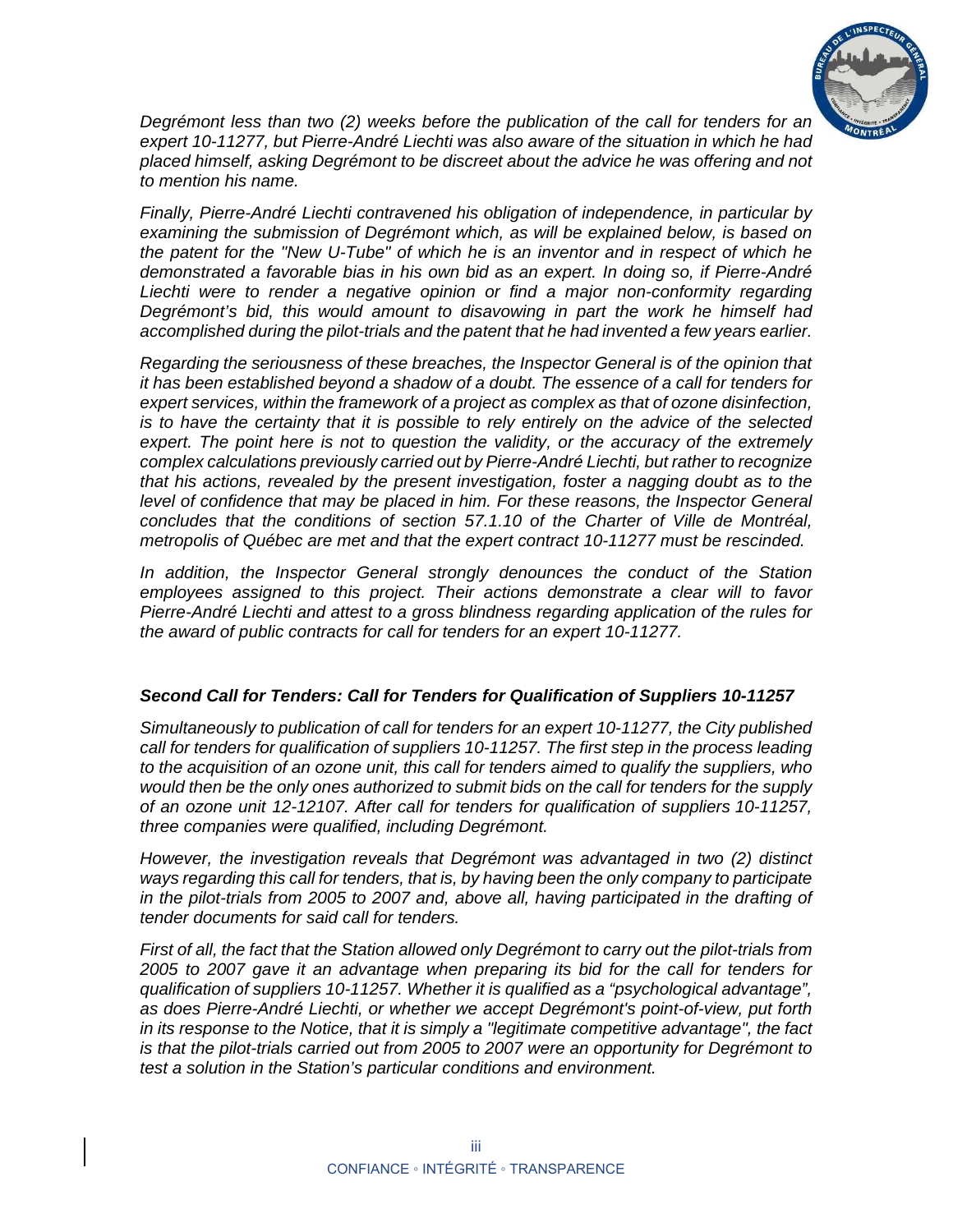*Degrémont less than two (2) weeks before the publication of the call for tenders for an expert 10-11277, but Pierre-André Liechti was also aware of the situation in which he had placed himself, asking Degrémont to be discreet about the advice he was offering and not to mention his name.*

*Finally, Pierre-André Liechti contravened his obligation of independence, in particular by examining the submission of Degrémont which, as will be explained below, is based on the patent for the "New U-Tube" of which he is an inventor and in respect of which he demonstrated a favorable bias in his own bid as an expert. In doing so, if Pierre-André Liechti were to render a negative opinion or find a major non-conformity regarding Degrémont's bid, this would amount to disavowing in part the work he himself had accomplished during the pilot-trials and the patent that he had invented a few years earlier.*

*Regarding the seriousness of these breaches, the Inspector General is of the opinion that it has been established beyond a shadow of a doubt. The essence of a call for tenders for expert services, within the framework of a project as complex as that of ozone disinfection, is to have the certainty that it is possible to rely entirely on the advice of the selected expert. The point here is not to question the validity, or the accuracy of the extremely complex calculations previously carried out by Pierre-André Liechti, but rather to recognize that his actions, revealed by the present investigation, foster a nagging doubt as to the level of confidence that may be placed in him. For these reasons, the Inspector General concludes that the conditions of section 57.1.10 of the Charter of Ville de Montréal, metropolis of Québec are met and that the expert contract 10-11277 must be rescinded.*

*In addition, the Inspector General strongly denounces the conduct of the Station employees assigned to this project. Their actions demonstrate a clear will to favor Pierre-André Liechti and attest to a gross blindness regarding application of the rules for the award of public contracts for call for tenders for an expert 10-11277.*

***Second Call for Tenders: Call for Tenders for Qualification of Suppliers 10-11257***

*Simultaneously to publication of call for tenders for an expert 10-11277, the City published call for tenders for qualification of suppliers 10-11257. The first step in the process leading to the acquisition of an ozone unit, this call for tenders aimed to qualify the suppliers, who would then be the only ones authorized to submit bids on the call for tenders for the supply of an ozone unit 12-12107. After call for tenders for qualification of suppliers 10-11257, three companies were qualified, including Degrémont.*

*However, the investigation reveals that Degrémont was advantaged in two (2) distinct ways regarding this call for tenders, that is, by having been the only company to participate in the pilot-trials from 2005 to 2007 and, above all, having participated in the drafting of tender documents for said call for tenders.*

*First of all, the fact that the Station allowed only Degrémont to carry out the pilot-trials from 2005 to 2007 gave it an advantage when preparing its bid for the call for tenders for qualification of suppliers 10-11257. Whether it is qualified as a "psychological advantage", as does Pierre-André Liechti, or whether we accept Degrémont's point-of-view, put forth in its response to the Notice, that it is simply a "legitimate competitive advantage", the fact is that the pilot-trials carried out from 2005 to 2007 were an opportunity for Degrémont to test a solution in the Station's particular conditions and environment.*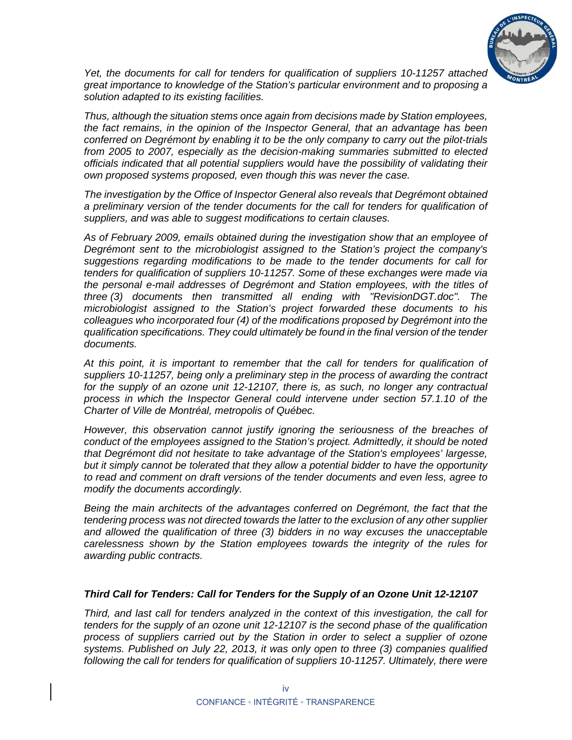*Yet, the documents for call for tenders for qualification of suppliers 10-11257 attached great importance to knowledge of the Station's particular environment and to proposing a solution adapted to its existing facilities.*

*Thus, although the situation stems once again from decisions made by Station employees, the fact remains, in the opinion of the Inspector General, that an advantage has been conferred on Degrémont by enabling it to be the only company to carry out the pilot-trials from 2005 to 2007, especially as the decision-making summaries submitted to elected officials indicated that all potential suppliers would have the possibility of validating their own proposed systems proposed, even though this was never the case.*

*The investigation by the Office of Inspector General also reveals that Degrémont obtained a preliminary version of the tender documents for the call for tenders for qualification of suppliers, and was able to suggest modifications to certain clauses.*

*As of February 2009, emails obtained during the investigation show that an employee of Degrémont sent to the microbiologist assigned to the Station's project the company's suggestions regarding modifications to be made to the tender documents for call for tenders for qualification of suppliers 10-11257. Some of these exchanges were made via the personal e-mail addresses of Degrémont and Station employees, with the titles of three (3) documents then transmitted all ending with "RevisionDGT.doc". The microbiologist assigned to the Station's project forwarded these documents to his colleagues who incorporated four (4) of the modifications proposed by Degrémont into the qualification specifications. They could ultimately be found in the final version of the tender documents.*

*At this point, it is important to remember that the call for tenders for qualification of suppliers 10-11257, being only a preliminary step in the process of awarding the contract for the supply of an ozone unit 12-12107, there is, as such, no longer any contractual process in which the Inspector General could intervene under section 57.1.10 of the Charter of Ville de Montréal, metropolis of Québec.*

*However, this observation cannot justify ignoring the seriousness of the breaches of conduct of the employees assigned to the Station's project. Admittedly, it should be noted that Degrémont did not hesitate to take advantage of the Station's employees' largesse, but it simply cannot be tolerated that they allow a potential bidder to have the opportunity to read and comment on draft versions of the tender documents and even less, agree to modify the documents accordingly.*

*Being the main architects of the advantages conferred on Degrémont, the fact that the tendering process was not directed towards the latter to the exclusion of any other supplier and allowed the qualification of three (3) bidders in no way excuses the unacceptable carelessness shown by the Station employees towards the integrity of the rules for awarding public contracts.*

### ***Third Call for Tenders: Call for Tenders for the Supply of an Ozone Unit 12-12107***

*Third, and last call for tenders analyzed in the context of this investigation, the call for tenders for the supply of an ozone unit 12-12107 is the second phase of the qualification process of suppliers carried out by the Station in order to select a supplier of ozone systems. Published on July 22, 2013, it was only open to three (3) companies qualified following the call for tenders for qualification of suppliers 10-11257. Ultimately, there were*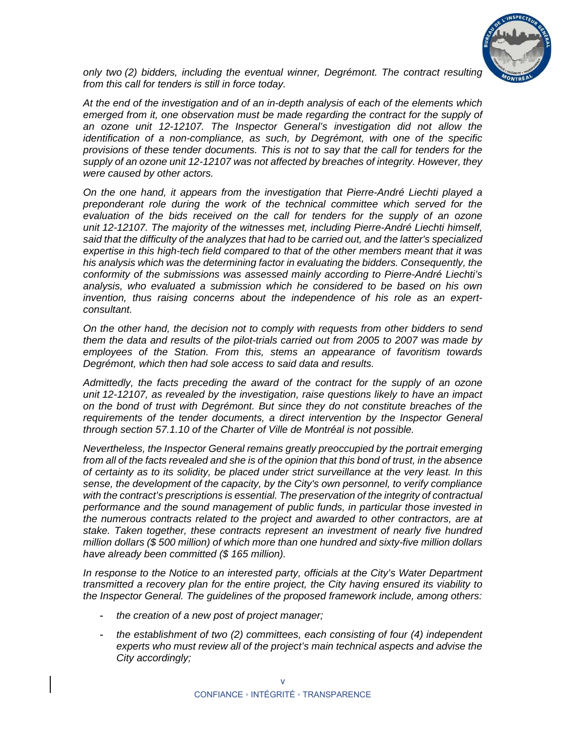*only two (2) bidders, including the eventual winner, Degrémont. The contract resulting from this call for tenders is still in force today.*

*At the end of the investigation and of an in-depth analysis of each of the elements which emerged from it, one observation must be made regarding the contract for the supply of an ozone unit 12-12107. The Inspector General's investigation did not allow the identification of a non-compliance, as such, by Degrémont, with one of the specific provisions of these tender documents. This is not to say that the call for tenders for the supply of an ozone unit 12-12107 was not affected by breaches of integrity. However, they were caused by other actors.*

*On the one hand, it appears from the investigation that Pierre-André Liechti played a preponderant role during the work of the technical committee which served for the evaluation of the bids received on the call for tenders for the supply of an ozone unit 12-12107. The majority of the witnesses met, including Pierre-André Liechti himself, said that the difficulty of the analyzes that had to be carried out, and the latter's specialized expertise in this high-tech field compared to that of the other members meant that it was his analysis which was the determining factor in evaluating the bidders. Consequently, the conformity of the submissions was assessed mainly according to Pierre-André Liechti's analysis, who evaluated a submission which he considered to be based on his own invention, thus raising concerns about the independence of his role as an expert-consultant.*

*On the other hand, the decision not to comply with requests from other bidders to send them the data and results of the pilot-trials carried out from 2005 to 2007 was made by employees of the Station. From this, stems an appearance of favoritism towards Degrémont, which then had sole access to said data and results.*

*Admittedly, the facts preceding the award of the contract for the supply of an ozone unit 12-12107, as revealed by the investigation, raise questions likely to have an impact on the bond of trust with Degrémont. But since they do not constitute breaches of the requirements of the tender documents, a direct intervention by the Inspector General through section 57.1.10 of the Charter of Ville de Montréal is not possible.*

*Nevertheless, the Inspector General remains greatly preoccupied by the portrait emerging from all of the facts revealed and she is of the opinion that this bond of trust, in the absence of certainty as to its solidity, be placed under strict surveillance at the very least. In this sense, the development of the capacity, by the City's own personnel, to verify compliance with the contract's prescriptions is essential. The preservation of the integrity of contractual performance and the sound management of public funds, in particular those invested in the numerous contracts related to the project and awarded to other contractors, are at stake. Taken together, these contracts represent an investment of nearly five hundred million dollars ($ 500 million) of which more than one hundred and sixty-five million dollars have already been committed ($ 165 million).*

*In response to the Notice to an interested party, officials at the City's Water Department transmitted a recovery plan for the entire project, the City having ensured its viability to the Inspector General. The guidelines of the proposed framework include, among others:*

- *the creation of a new post of project manager;*
- *the establishment of two (2) committees, each consisting of four (4) independent experts who must review all of the project's main technical aspects and advise the City accordingly;*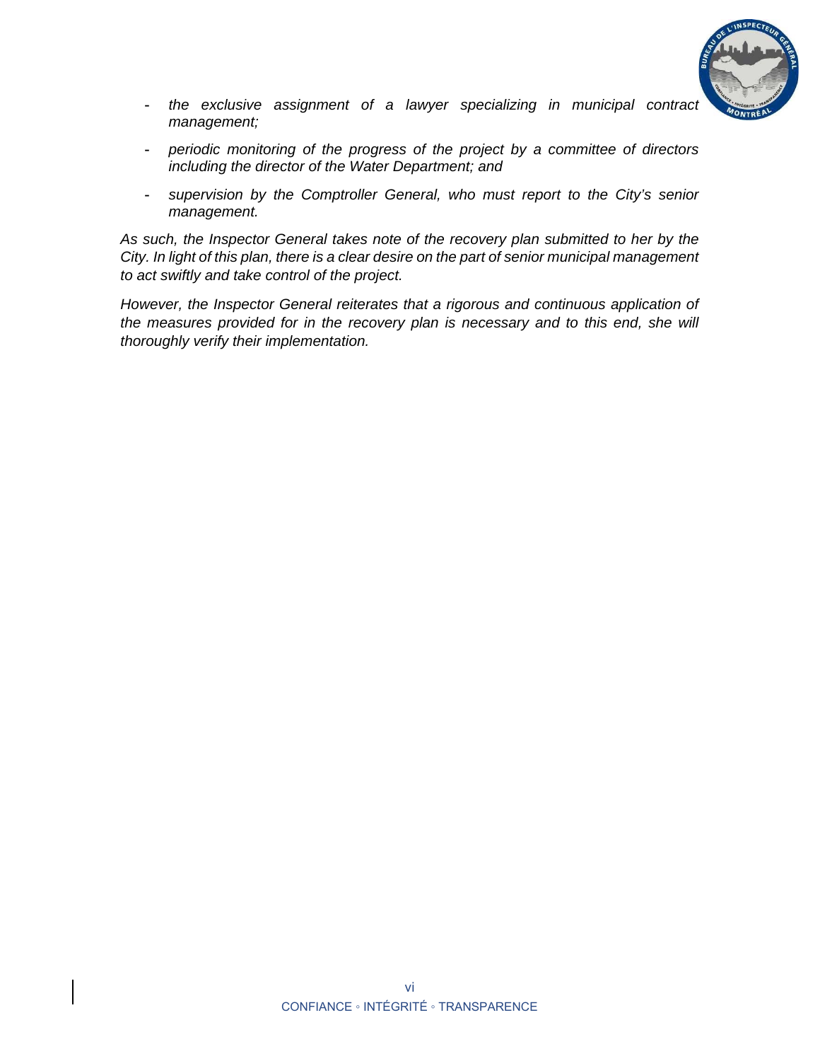- *the exclusive assignment of a lawyer specializing in municipal contract management;*
- *periodic monitoring of the progress of the project by a committee of directors including the director of the Water Department; and*
- *supervision by the Comptroller General, who must report to the City's senior management.*

*As such, the Inspector General takes note of the recovery plan submitted to her by the City. In light of this plan, there is a clear desire on the part of senior municipal management to act swiftly and take control of the project.*

*However, the Inspector General reiterates that a rigorous and continuous application of the measures provided for in the recovery plan is necessary and to this end, she will thoroughly verify their implementation.*